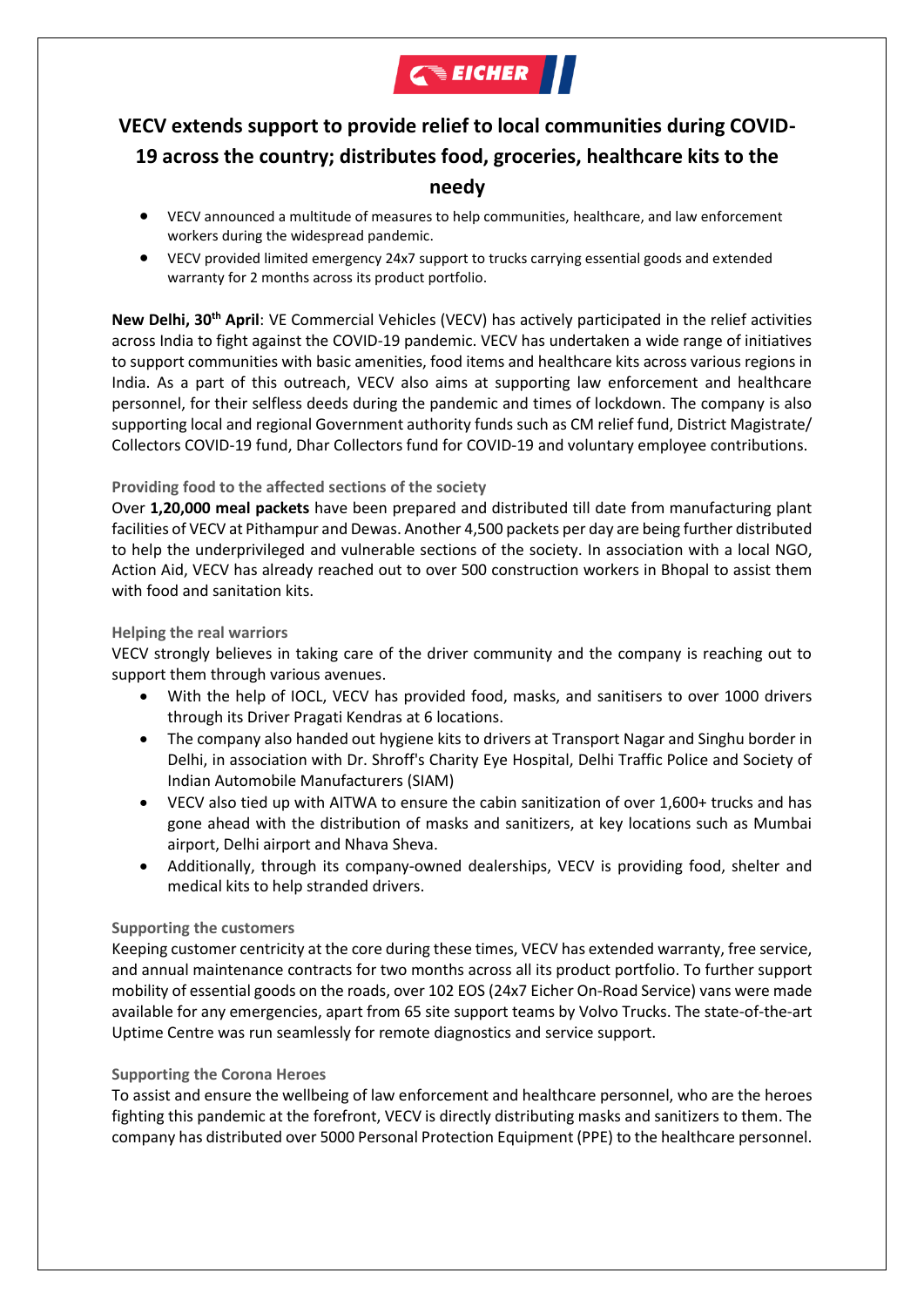# VECV extends support to provide relief to local communities during COVID-19 across the country; distributes food, groceries, healthcare kits to the needy

- VECV announced a multitude of measures to help communities, healthcare, and law enforcement workers during the widespread pandemic.
- VECV provided limited emergency 24x7 support to trucks carrying essential goods and extended warranty for 2 months across its product portfolio.

**New Delhi, 30th April**: VE Commercial Vehicles (VECV) has actively participated in the relief activities across India to fight against the COVID-19 pandemic. VECV has undertaken a wide range of initiatives to support communities with basic amenities, food items and healthcare kits across various regions in India. As a part of this outreach, VECV also aims at supporting law enforcement and healthcare personnel, for their selfless deeds during the pandemic and times of lockdown. The company is also supporting local and regional Government authority funds such as CM relief fund, District Magistrate/ Collectors COVID-19 fund, Dhar Collectors fund for COVID-19 and voluntary employee contributions.

### Providing food to the affected sections of the society

Over **1,20,000 meal packets** have been prepared and distributed till date from manufacturing plant facilities of VECV at Pithampur and Dewas. Another 4,500 packets per day are being further distributed to help the underprivileged and vulnerable sections of the society. In association with a local NGO, Action Aid, VECV has already reached out to over 500 construction workers in Bhopal to assist them with food and sanitation kits.

### Helping the real warriors

VECV strongly believes in taking care of the driver community and the company is reaching out to support them through various avenues.

- With the help of IOCL, VECV has provided food, masks, and sanitisers to over 1000 drivers through its Driver Pragati Kendras at 6 locations.
- The company also handed out hygiene kits to drivers at Transport Nagar and Singhu border in Delhi, in association with Dr. Shroff's Charity Eye Hospital, Delhi Traffic Police and Society of Indian Automobile Manufacturers (SIAM)
- VECV also tied up with AITWA to ensure the cabin sanitization of over 1,600+ trucks and has gone ahead with the distribution of masks and sanitizers, at key locations such as Mumbai airport, Delhi airport and Nhava Sheva.
- Additionally, through its company-owned dealerships, VECV is providing food, shelter and medical kits to help stranded drivers.

### Supporting the customers

Keeping customer centricity at the core during these times, VECV has extended warranty, free service, and annual maintenance contracts for two months across all its product portfolio. To further support mobility of essential goods on the roads, over 102 EOS (24x7 Eicher On-Road Service) vans were made available for any emergencies, apart from 65 site support teams by Volvo Trucks. The state-of-the-art Uptime Centre was run seamlessly for remote diagnostics and service support.

### Supporting the Corona Heroes

To assist and ensure the wellbeing of law enforcement and healthcare personnel, who are the heroes fighting this pandemic at the forefront, VECV is directly distributing masks and sanitizers to them. The company has distributed over 5000 Personal Protection Equipment (PPE) to the healthcare personnel.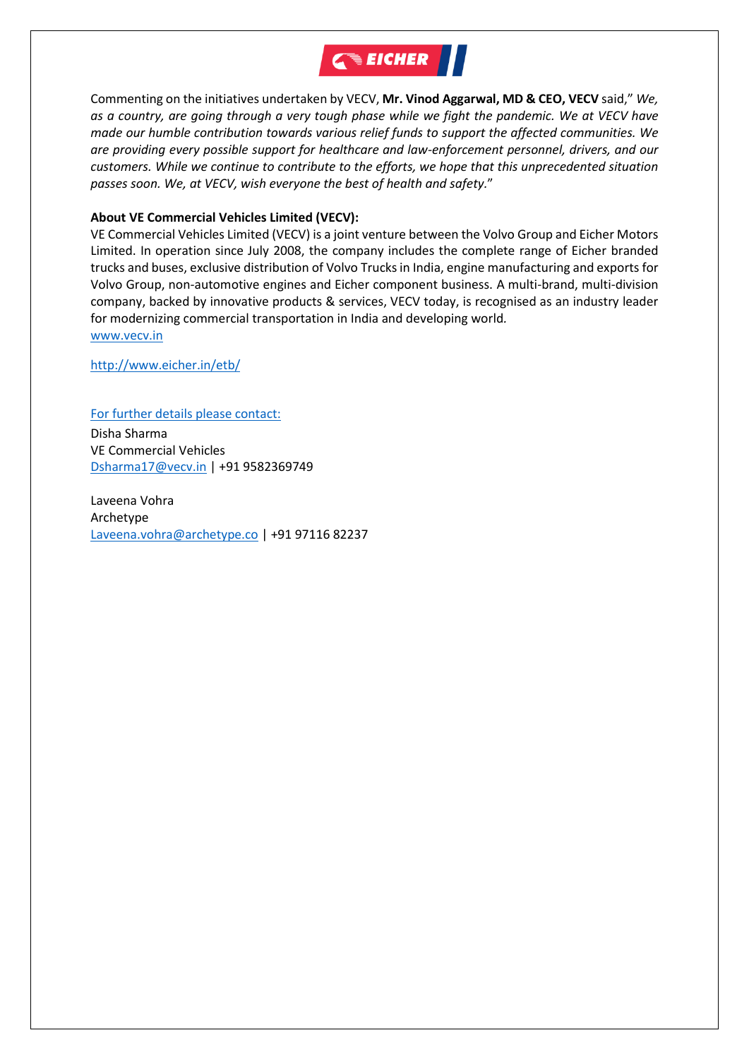Commenting on the initiatives undertaken by VECV, **Mr. Vinod Aggarwal, MD & CEO, VECV** said," *We, as a country, are going through a very tough phase while we fight the pandemic. We at VECV have made our humble contribution towards various relief funds to support the affected communities. We are providing every possible support for healthcare and law-enforcement personnel, drivers, and our customers. While we continue to contribute to the efforts, we hope that this unprecedented situation passes soon. We, at VECV, wish everyone the best of health and safety*."

**About VE Commercial Vehicles Limited (VECV):**

VE Commercial Vehicles Limited (VECV) is a joint venture between the Volvo Group and Eicher Motors Limited. In operation since July 2008, the company includes the complete range of Eicher branded trucks and buses, exclusive distribution of Volvo Trucks in India, engine manufacturing and exports for Volvo Group, non-automotive engines and Eicher component business. A multi-brand, multi-division company, backed by innovative products & services, VECV today, is recognised as an industry leader for modernizing commercial transportation in India and developing world.

www.vecv.in

http://www.eicher.in/etb/

For further details please contact:

Disha Sharma
VE Commercial Vehicles
Dsharma17@vecv.in | +91 9582369749

Laveena Vohra
Archetype
Laveena.vohra@archetype.co | +91 97116 82237